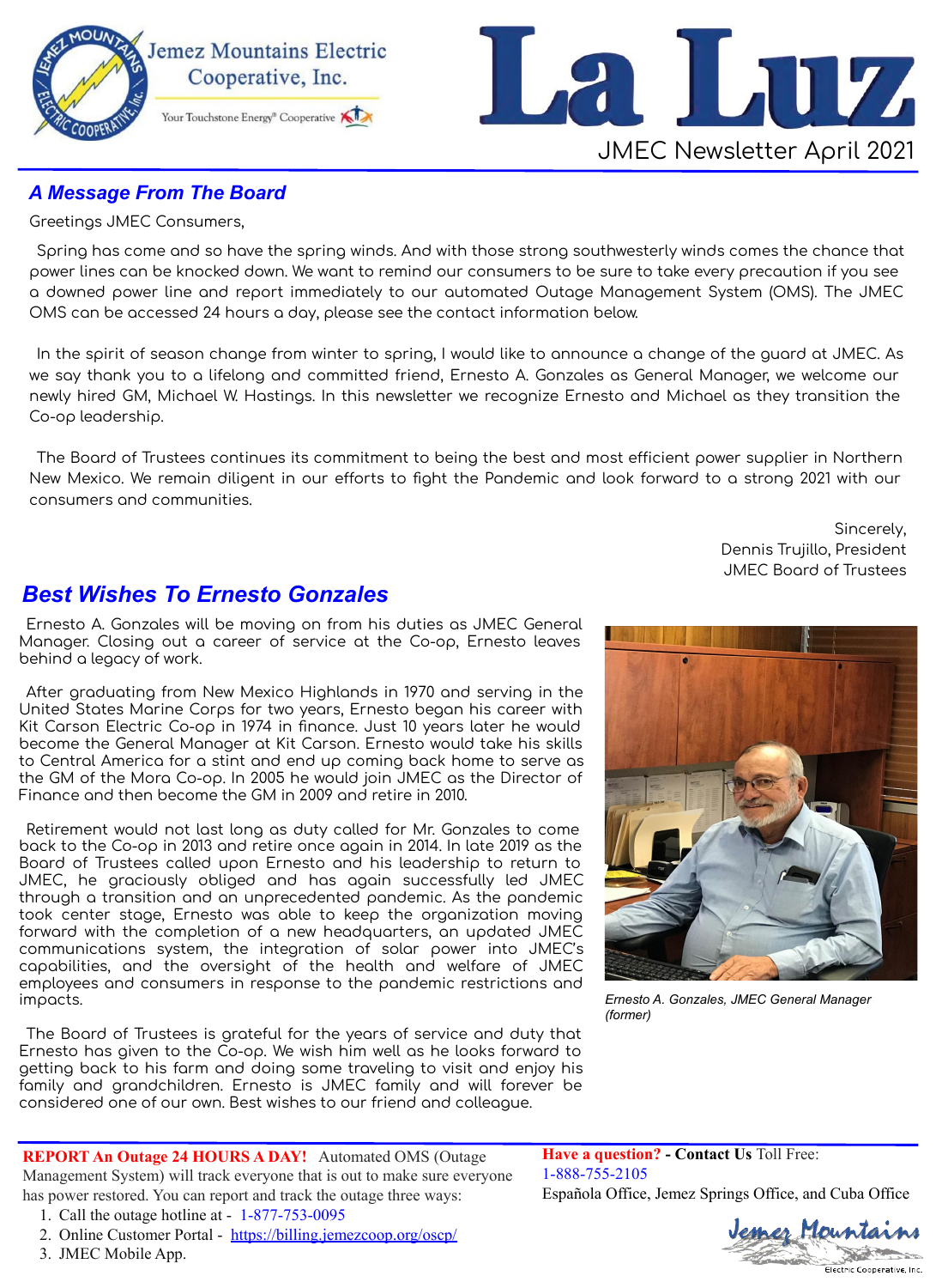Jemez Mountains Electric Cooperative, Inc.

Your Touchstone Energy® Cooperative

# La Luz

JMEC Newsletter April 2021

## A Message From The Board

Greetings JMEC Consumers,

Spring has come and so have the spring winds. And with those strong southwesterly winds comes the chance that power lines can be knocked down. We want to remind our consumers to be sure to take every precaution if you see a downed power line and report immediately to our automated Outage Management System (OMS). The JMEC OMS can be accessed 24 hours a day, please see the contact information below.

In the spirit of season change from winter to spring, I would like to announce a change of the guard at JMEC. As we say thank you to a lifelong and committed friend, Ernesto A. Gonzales as General Manager, we welcome our newly hired GM, Michael W. Hastings. In this newsletter we recognize Ernesto and Michael as they transition the Co-op leadership.

The Board of Trustees continues its commitment to being the best and most efficient power supplier in Northern New Mexico. We remain diligent in our efforts to fight the Pandemic and look forward to a strong 2021 with our consumers and communities.

Sincerely,
Dennis Trujillo, President
JMEC Board of Trustees

## Best Wishes To Ernesto Gonzales

Ernesto A. Gonzales will be moving on from his duties as JMEC General Manager. Closing out a career of service at the Co-op, Ernesto leaves behind a legacy of work.

After graduating from New Mexico Highlands in 1970 and serving in the United States Marine Corps for two years, Ernesto began his career with Kit Carson Electric Co-op in 1974 in finance. Just 10 years later he would become the General Manager at Kit Carson. Ernesto would take his skills to Central America for a stint and end up coming back home to serve as the GM of the Mora Co-op. In 2005 he would join JMEC as the Director of Finance and then become the GM in 2009 and retire in 2010.

Retirement would not last long as duty called for Mr. Gonzales to come back to the Co-op in 2013 and retire once again in 2014. In late 2019 as the Board of Trustees called upon Ernesto and his leadership to return to JMEC, he graciously obliged and has again successfully led JMEC through a transition and an unprecedented pandemic. As the pandemic took center stage, Ernesto was able to keep the organization moving forward with the completion of a new headquarters, an updated JMEC communications system, the integration of solar power into JMEC's capabilities, and the oversight of the health and welfare of JMEC employees and consumers in response to the pandemic restrictions and impacts.

The Board of Trustees is grateful for the years of service and duty that Ernesto has given to the Co-op. We wish him well as he looks forward to getting back to his farm and doing some traveling to visit and enjoy his family and grandchildren. Ernesto is JMEC family and will forever be considered one of our own. Best wishes to our friend and colleague.

*Ernesto A. Gonzales, JMEC General Manager (former)*

**REPORT An Outage 24 HOURS A DAY!** Automated OMS (Outage Management System) will track everyone that is out to make sure everyone has power restored. You can report and track the outage three ways:

1. Call the outage hotline at - 1-877-753-0095
2. Online Customer Portal - https://billing.jemezcoop.org/oscp/
3. JMEC Mobile App.

**Have a question? - Contact Us** Toll Free: 1-888-755-2105
Española Office, Jemez Springs Office, and Cuba Office

Jemez Mountains Electric Cooperative, Inc.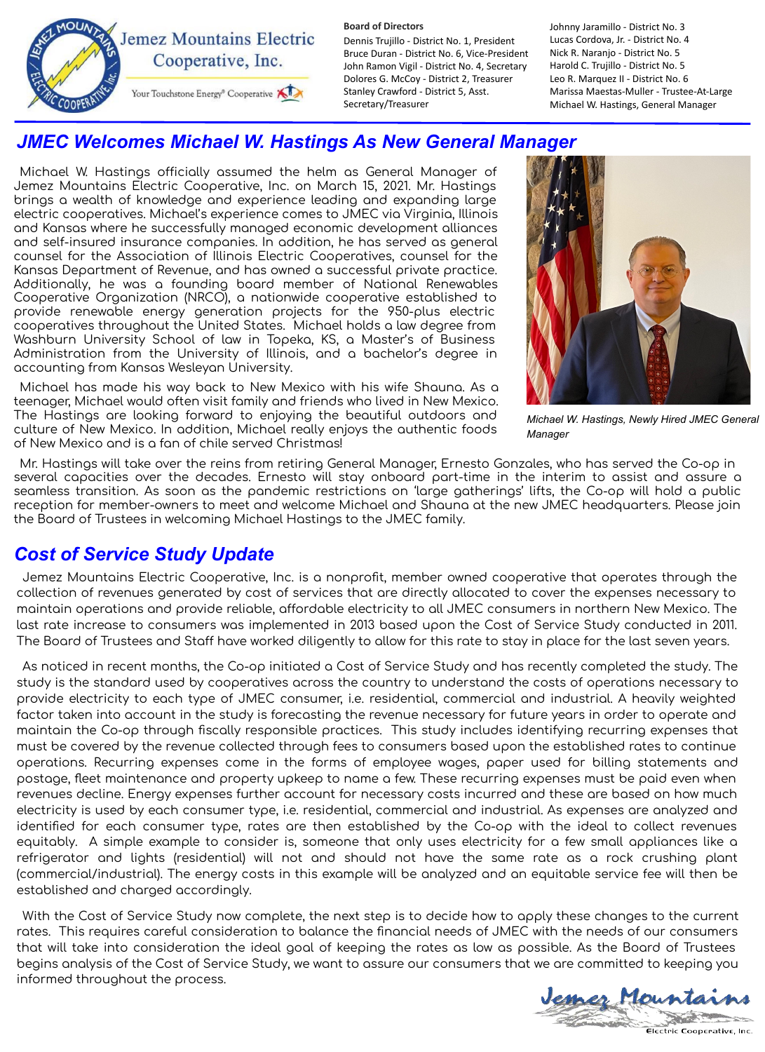Jemez Mountains Electric Cooperative, Inc.

Your Touchstone Energy® Cooperative

**Board of Directors**
Dennis Trujillo - District No. 1, President
Bruce Duran - District No. 6, Vice-President
John Ramon Vigil - District No. 4, Secretary
Dolores G. McCoy - District 2, Treasurer
Stanley Crawford - District 5, Asst. Secretary/Treasurer
Johnny Jaramillo - District No. 3
Lucas Cordova, Jr. - District No. 4
Nick R. Naranjo - District No. 5
Harold C. Trujillo - District No. 5
Leo R. Marquez II - District No. 6
Marissa Maestas-Muller - Trustee-At-Large
Michael W. Hastings, General Manager

## JMEC Welcomes Michael W. Hastings As New General Manager

Michael W. Hastings officially assumed the helm as General Manager of Jemez Mountains Electric Cooperative, Inc. on March 15, 2021. Mr. Hastings brings a wealth of knowledge and experience leading and expanding large electric cooperatives. Michael's experience comes to JMEC via Virginia, Illinois and Kansas where he successfully managed economic development alliances and self-insured insurance companies. In addition, he has served as general counsel for the Association of Illinois Electric Cooperatives, counsel for the Kansas Department of Revenue, and has owned a successful private practice. Additionally, he was a founding board member of National Renewables Cooperative Organization (NRCO), a nationwide cooperative established to provide renewable energy generation projects for the 950-plus electric cooperatives throughout the United States. Michael holds a law degree from Washburn University School of law in Topeka, KS, a Master's of Business Administration from the University of Illinois, and a bachelor's degree in accounting from Kansas Wesleyan University.

Michael has made his way back to New Mexico with his wife Shauna. As a teenager, Michael would often visit family and friends who lived in New Mexico. The Hastings are looking forward to enjoying the beautiful outdoors and culture of New Mexico. In addition, Michael really enjoys the authentic foods of New Mexico and is a fan of chile served Christmas!

*Michael W. Hastings, Newly Hired JMEC General Manager*

Mr. Hastings will take over the reins from retiring General Manager, Ernesto Gonzales, who has served the Co-op in several capacities over the decades. Ernesto will stay onboard part-time in the interim to assist and assure a seamless transition. As soon as the pandemic restrictions on 'large gatherings' lifts, the Co-op will hold a public reception for member-owners to meet and welcome Michael and Shauna at the new JMEC headquarters. Please join the Board of Trustees in welcoming Michael Hastings to the JMEC family.

## Cost of Service Study Update

Jemez Mountains Electric Cooperative, Inc. is a nonprofit, member owned cooperative that operates through the collection of revenues generated by cost of services that are directly allocated to cover the expenses necessary to maintain operations and provide reliable, affordable electricity to all JMEC consumers in northern New Mexico. The last rate increase to consumers was implemented in 2013 based upon the Cost of Service Study conducted in 2011. The Board of Trustees and Staff have worked diligently to allow for this rate to stay in place for the last seven years.

As noticed in recent months, the Co-op initiated a Cost of Service Study and has recently completed the study. The study is the standard used by cooperatives across the country to understand the costs of operations necessary to provide electricity to each type of JMEC consumer, i.e. residential, commercial and industrial. A heavily weighted factor taken into account in the study is forecasting the revenue necessary for future years in order to operate and maintain the Co-op through fiscally responsible practices. This study includes identifying recurring expenses that must be covered by the revenue collected through fees to consumers based upon the established rates to continue operations. Recurring expenses come in the forms of employee wages, paper used for billing statements and postage, fleet maintenance and property upkeep to name a few. These recurring expenses must be paid even when revenues decline. Energy expenses further account for necessary costs incurred and these are based on how much electricity is used by each consumer type, i.e. residential, commercial and industrial. As expenses are analyzed and identified for each consumer type, rates are then established by the Co-op with the ideal to collect revenues equitably. A simple example to consider is, someone that only uses electricity for a few small appliances like a refrigerator and lights (residential) will not and should not have the same rate as a rock crushing plant (commercial/industrial). The energy costs in this example will be analyzed and an equitable service fee will then be established and charged accordingly.

With the Cost of Service Study now complete, the next step is to decide how to apply these changes to the current rates. This requires careful consideration to balance the financial needs of JMEC with the needs of our consumers that will take into consideration the ideal goal of keeping the rates as low as possible. As the Board of Trustees begins analysis of the Cost of Service Study, we want to assure our consumers that we are committed to keeping you informed throughout the process.

Jemez Mountains Electric Cooperative, Inc.